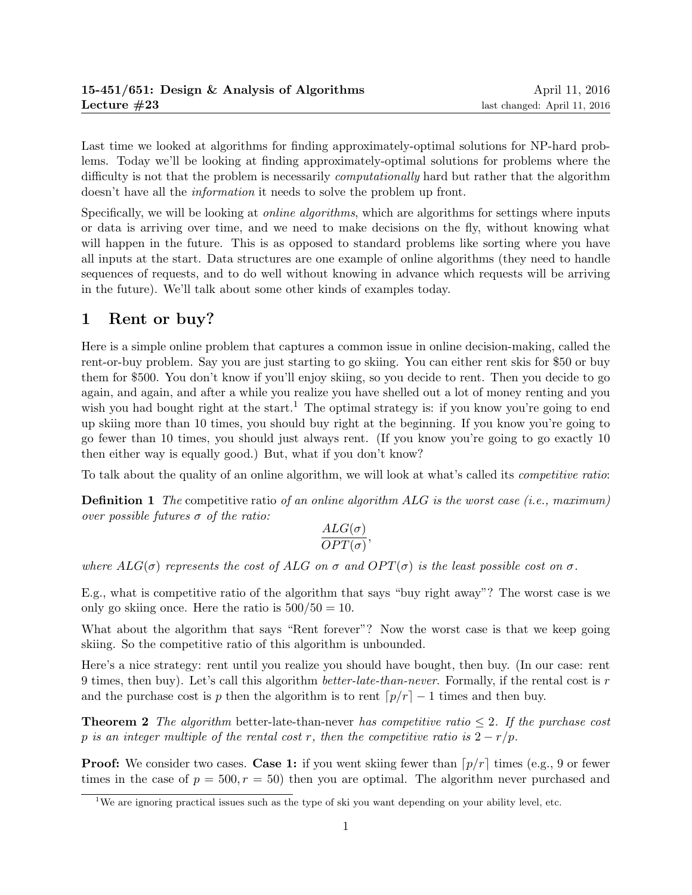**15-451/651: Design & Analysis of Algorithms** April 11, 2016
**Lecture #23** last changed: April 11, 2016

Last time we looked at algorithms for finding approximately-optimal solutions for NP-hard problems. Today we'll be looking at finding approximately-optimal solutions for problems where the difficulty is not that the problem is necessarily *computationally* hard but rather that the algorithm doesn't have all the *information* it needs to solve the problem up front.

Specifically, we will be looking at *online algorithms*, which are algorithms for settings where inputs or data is arriving over time, and we need to make decisions on the fly, without knowing what will happen in the future. This is as opposed to standard problems like sorting where you have all inputs at the start. Data structures are one example of online algorithms (they need to handle sequences of requests, and to do well without knowing in advance which requests will be arriving in the future). We'll talk about some other kinds of examples today.

## 1 Rent or buy?

Here is a simple online problem that captures a common issue in online decision-making, called the rent-or-buy problem. Say you are just starting to go skiing. You can either rent skis for $50 or buy them for $500. You don't know if you'll enjoy skiing, so you decide to rent. Then you decide to go again, and again, and after a while you realize you have shelled out a lot of money renting and you wish you had bought right at the start.[1] The optimal strategy is: if you know you're going to end up skiing more than 10 times, you should buy right at the beginning. If you know you're going to go fewer than 10 times, you should just always rent. (If you know you're going to go exactly 10 then either way is equally good.) But, what if you don't know?

To talk about the quality of an online algorithm, we will look at what's called its *competitive ratio*:

**Definition 1** *The* competitive ratio *of an online algorithm ALG is the worst case (i.e., maximum) over possible futures $\sigma$ of the ratio:*

$$\frac{ALG(\sigma)}{OPT(\sigma)},$$

*where $ALG(\sigma)$ represents the cost of ALG on $\sigma$ and $OPT(\sigma)$ is the least possible cost on $\sigma$.*

E.g., what is competitive ratio of the algorithm that says "buy right away"? The worst case is we only go skiing once. Here the ratio is $500/50 = 10$.

What about the algorithm that says "Rent forever"? Now the worst case is that we keep going skiing. So the competitive ratio of this algorithm is unbounded.

Here's a nice strategy: rent until you realize you should have bought, then buy. (In our case: rent 9 times, then buy). Let's call this algorithm *better-late-than-never*. Formally, if the rental cost is $r$ and the purchase cost is $p$ then the algorithm is to rent $\lceil p/r \rceil - 1$ times and then buy.

**Theorem 2** *The algorithm* better-late-than-never *has competitive ratio $\leq 2$. If the purchase cost $p$ is an integer multiple of the rental cost $r$, then the competitive ratio is $2 - r/p$.*

**Proof:** We consider two cases. **Case 1:** if you went skiing fewer than $\lceil p/r \rceil$ times (e.g., 9 or fewer times in the case of $p = 500, r = 50$) then you are optimal. The algorithm never purchased and

[1] We are ignoring practical issues such as the type of ski you want depending on your ability level, etc.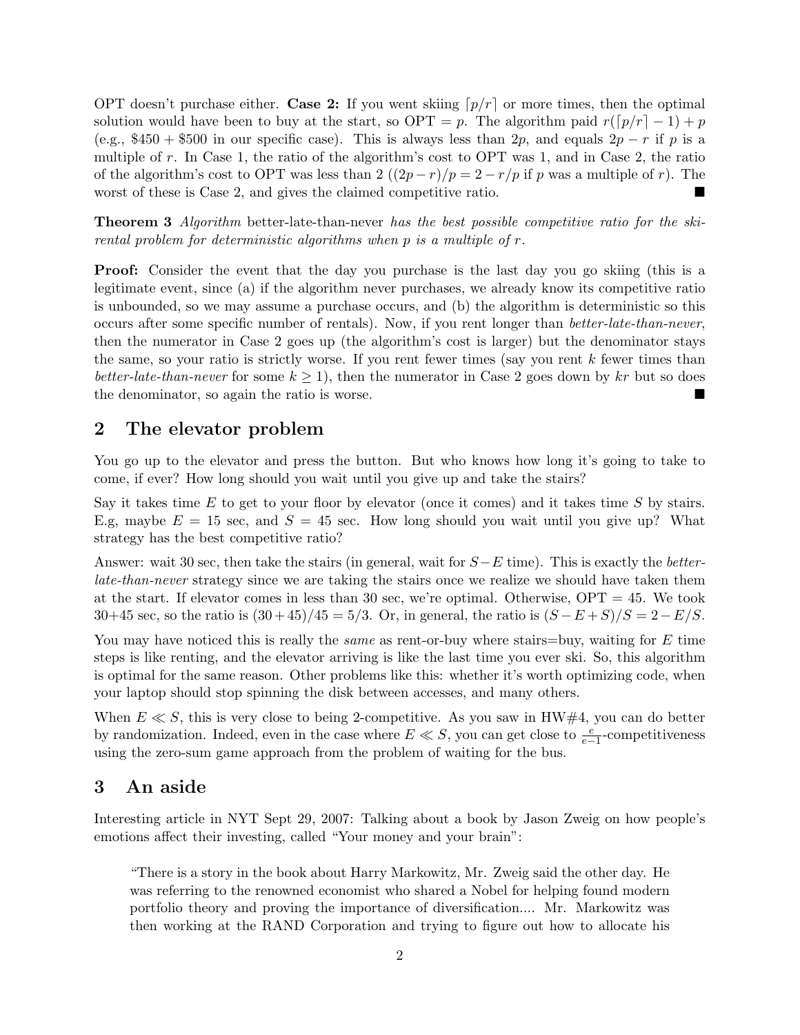OPT doesn't purchase either. **Case 2:** If you went skiing $\lceil p/r \rceil$ or more times, then the optimal solution would have been to buy at the start, so OPT $= p$. The algorithm paid $r(\lceil p/r \rceil - 1) + p$ (e.g., \$450 + \$500 in our specific case). This is always less than $2p$, and equals $2p - r$ if $p$ is a multiple of $r$. In Case 1, the ratio of the algorithm's cost to OPT was 1, and in Case 2, the ratio of the algorithm's cost to OPT was less than 2 ($(2p-r)/p = 2 - r/p$ if $p$ was a multiple of $r$). The worst of these is Case 2, and gives the claimed competitive ratio. ■

**Theorem 3** *Algorithm* better-late-than-never *has the best possible competitive ratio for the ski-rental problem for deterministic algorithms when $p$ is a multiple of $r$.*

**Proof:** Consider the event that the day you purchase is the last day you go skiing (this is a legitimate event, since (a) if the algorithm never purchases, we already know its competitive ratio is unbounded, so we may assume a purchase occurs, and (b) the algorithm is deterministic so this occurs after some specific number of rentals). Now, if you rent longer than *better-late-than-never*, then the numerator in Case 2 goes up (the algorithm's cost is larger) but the denominator stays the same, so your ratio is strictly worse. If you rent fewer times (say you rent $k$ fewer times than *better-late-than-never* for some $k \geq 1$), then the numerator in Case 2 goes down by $kr$ but so does the denominator, so again the ratio is worse. ■

## 2 The elevator problem

You go up to the elevator and press the button. But who knows how long it's going to take to come, if ever? How long should you wait until you give up and take the stairs?

Say it takes time $E$ to get to your floor by elevator (once it comes) and it takes time $S$ by stairs. E.g, maybe $E = 15$ sec, and $S = 45$ sec. How long should you wait until you give up? What strategy has the best competitive ratio?

Answer: wait 30 sec, then take the stairs (in general, wait for $S-E$ time). This is exactly the *better-late-than-never* strategy since we are taking the stairs once we realize we should have taken them at the start. If elevator comes in less than 30 sec, we're optimal. Otherwise, OPT = 45. We took 30+45 sec, so the ratio is $(30+45)/45 = 5/3$. Or, in general, the ratio is $(S-E+S)/S = 2 - E/S$.

You may have noticed this is really the *same* as rent-or-buy where stairs=buy, waiting for $E$ time steps is like renting, and the elevator arriving is like the last time you ever ski. So, this algorithm is optimal for the same reason. Other problems like this: whether it's worth optimizing code, when your laptop should stop spinning the disk between accesses, and many others.

When $E \ll S$, this is very close to being 2-competitive. As you saw in HW#4, you can do better by randomization. Indeed, even in the case where $E \ll S$, you can get close to $\frac{e}{e-1}$-competitiveness using the zero-sum game approach from the problem of waiting for the bus.

## 3 An aside

Interesting article in NYT Sept 29, 2007: Talking about a book by Jason Zweig on how people's emotions affect their investing, called "Your money and your brain":

> "There is a story in the book about Harry Markowitz, Mr. Zweig said the other day. He was referring to the renowned economist who shared a Nobel for helping found modern portfolio theory and proving the importance of diversification.... Mr. Markowitz was then working at the RAND Corporation and trying to figure out how to allocate his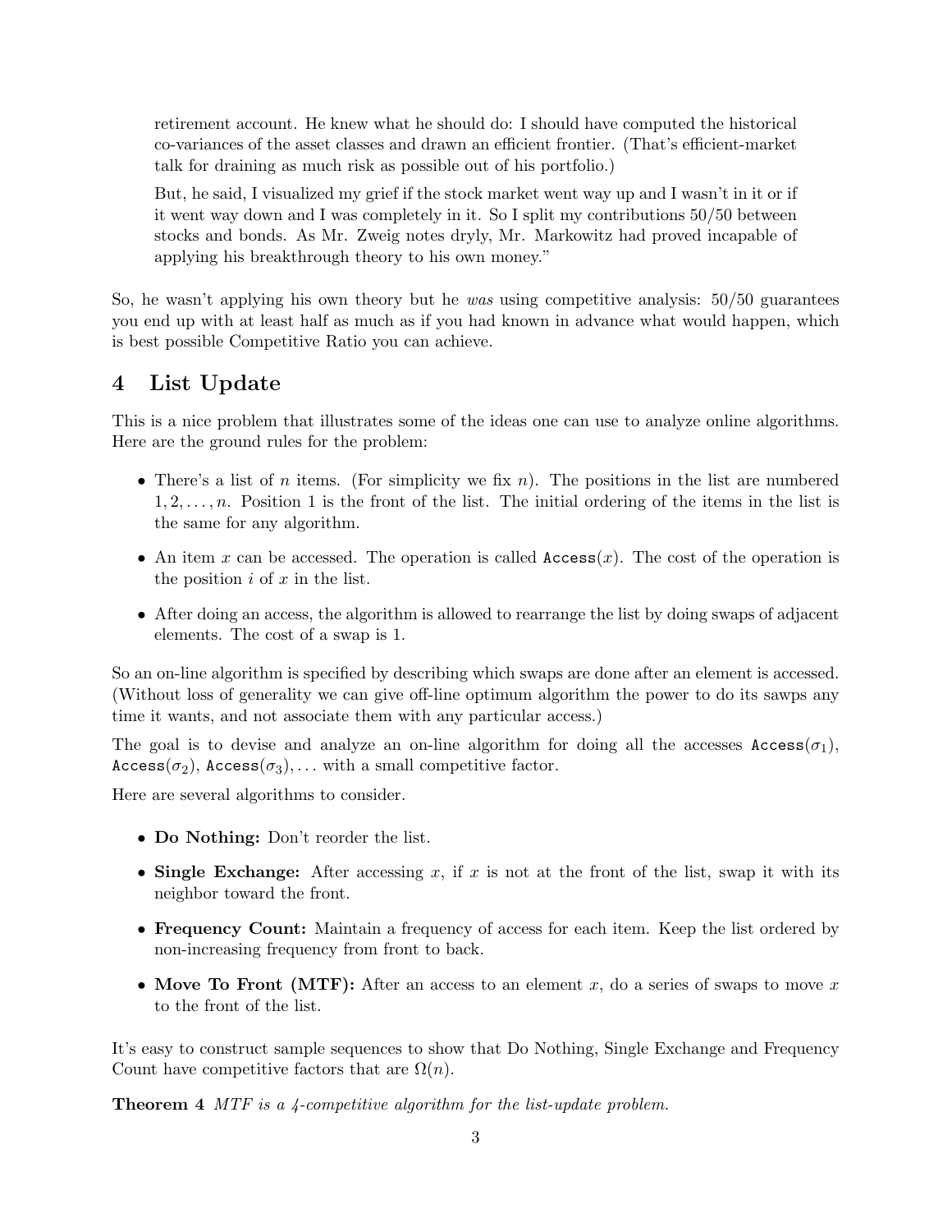> retirement account. He knew what he should do: I should have computed the historical co-variances of the asset classes and drawn an efficient frontier. (That's efficient-market talk for draining as much risk as possible out of his portfolio.)
>
> But, he said, I visualized my grief if the stock market went way up and I wasn't in it or if it went way down and I was completely in it. So I split my contributions 50/50 between stocks and bonds. As Mr. Zweig notes dryly, Mr. Markowitz had proved incapable of applying his breakthrough theory to his own money."

So, he wasn't applying his own theory but he *was* using competitive analysis: 50/50 guarantees you end up with at least half as much as if you had known in advance what would happen, which is best possible Competitive Ratio you can achieve.

## 4 List Update

This is a nice problem that illustrates some of the ideas one can use to analyze online algorithms. Here are the ground rules for the problem:

- There's a list of $n$ items. (For simplicity we fix $n$). The positions in the list are numbered $1, 2, \ldots, n$. Position 1 is the front of the list. The initial ordering of the items in the list is the same for any algorithm.
- An item $x$ can be accessed. The operation is called `Access`$(x)$. The cost of the operation is the position $i$ of $x$ in the list.
- After doing an access, the algorithm is allowed to rearrange the list by doing swaps of adjacent elements. The cost of a swap is 1.

So an on-line algorithm is specified by describing which swaps are done after an element is accessed. (Without loss of generality we can give off-line optimum algorithm the power to do its sawps any time it wants, and not associate them with any particular access.)

The goal is to devise and analyze an on-line algorithm for doing all the accesses `Access`$(\sigma_1)$, `Access`$(\sigma_2)$, `Access`$(\sigma_3), \ldots$ with a small competitive factor.

Here are several algorithms to consider.

- **Do Nothing:** Don't reorder the list.
- **Single Exchange:** After accessing $x$, if $x$ is not at the front of the list, swap it with its neighbor toward the front.
- **Frequency Count:** Maintain a frequency of access for each item. Keep the list ordered by non-increasing frequency from front to back.
- **Move To Front (MTF):** After an access to an element $x$, do a series of swaps to move $x$ to the front of the list.

It's easy to construct sample sequences to show that Do Nothing, Single Exchange and Frequency Count have competitive factors that are $\Omega(n)$.

**Theorem 4** *MTF is a 4-competitive algorithm for the list-update problem.*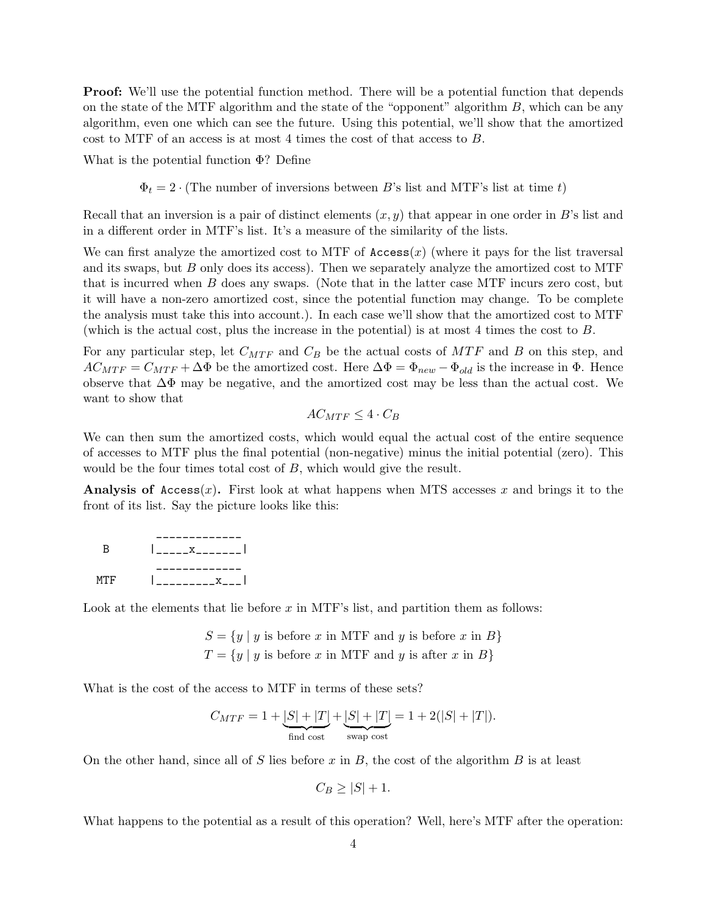**Proof:** We'll use the potential function method. There will be a potential function that depends on the state of the MTF algorithm and the state of the "opponent" algorithm $B$, which can be any algorithm, even one which can see the future. Using this potential, we'll show that the amortized cost to MTF of an access is at most 4 times the cost of that access to $B$.

What is the potential function $\Phi$? Define

$$\Phi_t = 2 \cdot (\text{The number of inversions between } B\text{'s list and MTF's list at time } t)$$

Recall that an inversion is a pair of distinct elements $(x, y)$ that appear in one order in $B$'s list and in a different order in MTF's list. It's a measure of the similarity of the lists.

We can first analyze the amortized cost to MTF of `Access`$(x)$ (where it pays for the list traversal and its swaps, but $B$ only does its access). Then we separately analyze the amortized cost to MTF that is incurred when $B$ does any swaps. (Note that in the latter case MTF incurs zero cost, but it will have a non-zero amortized cost, since the potential function may change. To be complete the analysis must take this into account.). In each case we'll show that the amortized cost to MTF (which is the actual cost, plus the increase in the potential) is at most 4 times the cost to $B$.

For any particular step, let $C_{MTF}$ and $C_B$ be the actual costs of $MTF$ and $B$ on this step, and $AC_{MTF} = C_{MTF} + \Delta\Phi$ be the amortized cost. Here $\Delta\Phi = \Phi_{new} - \Phi_{old}$ is the increase in $\Phi$. Hence observe that $\Delta\Phi$ may be negative, and the amortized cost may be less than the actual cost. We want to show that

$$AC_{MTF} \leq 4 \cdot C_B$$

We can then sum the amortized costs, which would equal the actual cost of the entire sequence of accesses to MTF plus the final potential (non-negative) minus the initial potential (zero). This would be the four times total cost of $B$, which would give the result.

**Analysis of** `Access`$(x)$**.** First look at what happens when MTS accesses $x$ and brings it to the front of its list. Say the picture looks like this:

```
           -------------
 B        |_____x_______|
           -------------
MTF       |_________x___|
```

Look at the elements that lie before $x$ in MTF's list, and partition them as follows:

$$S = \{y \mid y \text{ is before } x \text{ in MTF and } y \text{ is before } x \text{ in } B\}$$
$$T = \{y \mid y \text{ is before } x \text{ in MTF and } y \text{ is after } x \text{ in } B\}$$

What is the cost of the access to MTF in terms of these sets?

$$C_{MTF} = 1 + \underbrace{|S| + |T|}_{\text{find cost}} + \underbrace{|S| + |T|}_{\text{swap cost}} = 1 + 2(|S| + |T|).$$

On the other hand, since all of $S$ lies before $x$ in $B$, the cost of the algorithm $B$ is at least

$$C_B \geq |S| + 1.$$

What happens to the potential as a result of this operation? Well, here's MTF after the operation: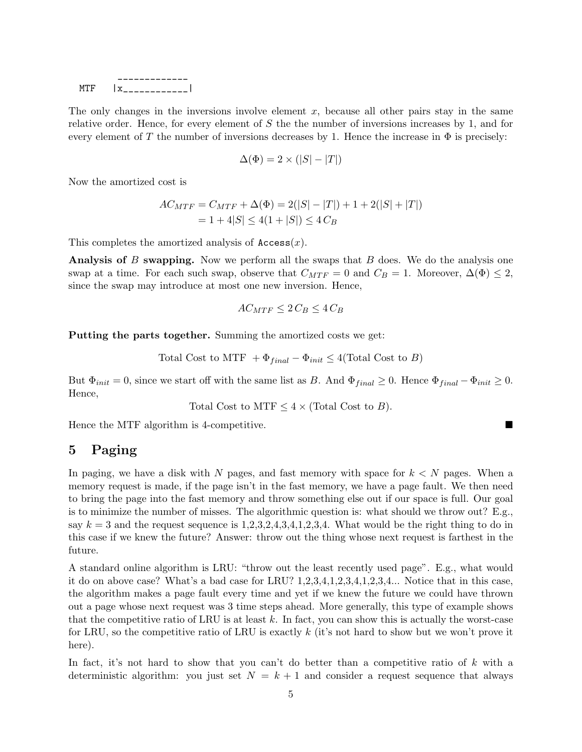```
      _____________
MTF  |x____________|
```

The only changes in the inversions involve element $x$, because all other pairs stay in the same relative order. Hence, for every element of $S$ the the number of inversions increases by 1, and for every element of $T$ the number of inversions decreases by 1. Hence the increase in $\Phi$ is precisely:

$$\Delta(\Phi) = 2 \times (|S| - |T|)$$

Now the amortized cost is

$$\begin{aligned} AC_{MTF} = C_{MTF} + \Delta(\Phi) &= 2(|S| - |T|) + 1 + 2(|S| + |T|) \\ &= 1 + 4|S| \leq 4(1 + |S|) \leq 4\, C_B \end{aligned}$$

This completes the amortized analysis of `Access`$(x)$.

**Analysis of $B$ swapping.** Now we perform all the swaps that $B$ does. We do the analysis one swap at a time. For each such swap, observe that $C_{MTF} = 0$ and $C_B = 1$. Moreover, $\Delta(\Phi) \leq 2$, since the swap may introduce at most one new inversion. Hence,

$$AC_{MTF} \leq 2\, C_B \leq 4\, C_B$$

**Putting the parts together.** Summing the amortized costs we get:

$$\text{Total Cost to MTF } + \Phi_{final} - \Phi_{init} \leq 4(\text{Total Cost to } B)$$

But $\Phi_{init} = 0$, since we start off with the same list as $B$. And $\Phi_{final} \geq 0$. Hence $\Phi_{final} - \Phi_{init} \geq 0$. Hence,

$$\text{Total Cost to MTF} \leq 4 \times (\text{Total Cost to } B).$$

Hence the MTF algorithm is 4-competitive. ∎

## 5 Paging

In paging, we have a disk with $N$ pages, and fast memory with space for $k < N$ pages. When a memory request is made, if the page isn't in the fast memory, we have a page fault. We then need to bring the page into the fast memory and throw something else out if our space is full. Our goal is to minimize the number of misses. The algorithmic question is: what should we throw out? E.g., say $k = 3$ and the request sequence is 1,2,3,2,4,3,4,1,2,3,4. What would be the right thing to do in this case if we knew the future? Answer: throw out the thing whose next request is farthest in the future.

A standard online algorithm is LRU: "throw out the least recently used page". E.g., what would it do on above case? What's a bad case for LRU? 1,2,3,4,1,2,3,4,1,2,3,4... Notice that in this case, the algorithm makes a page fault every time and yet if we knew the future we could have thrown out a page whose next request was 3 time steps ahead. More generally, this type of example shows that the competitive ratio of LRU is at least $k$. In fact, you can show this is actually the worst-case for LRU, so the competitive ratio of LRU is exactly $k$ (it's not hard to show but we won't prove it here).

In fact, it's not hard to show that you can't do better than a competitive ratio of $k$ with a deterministic algorithm: you just set $N = k + 1$ and consider a request sequence that always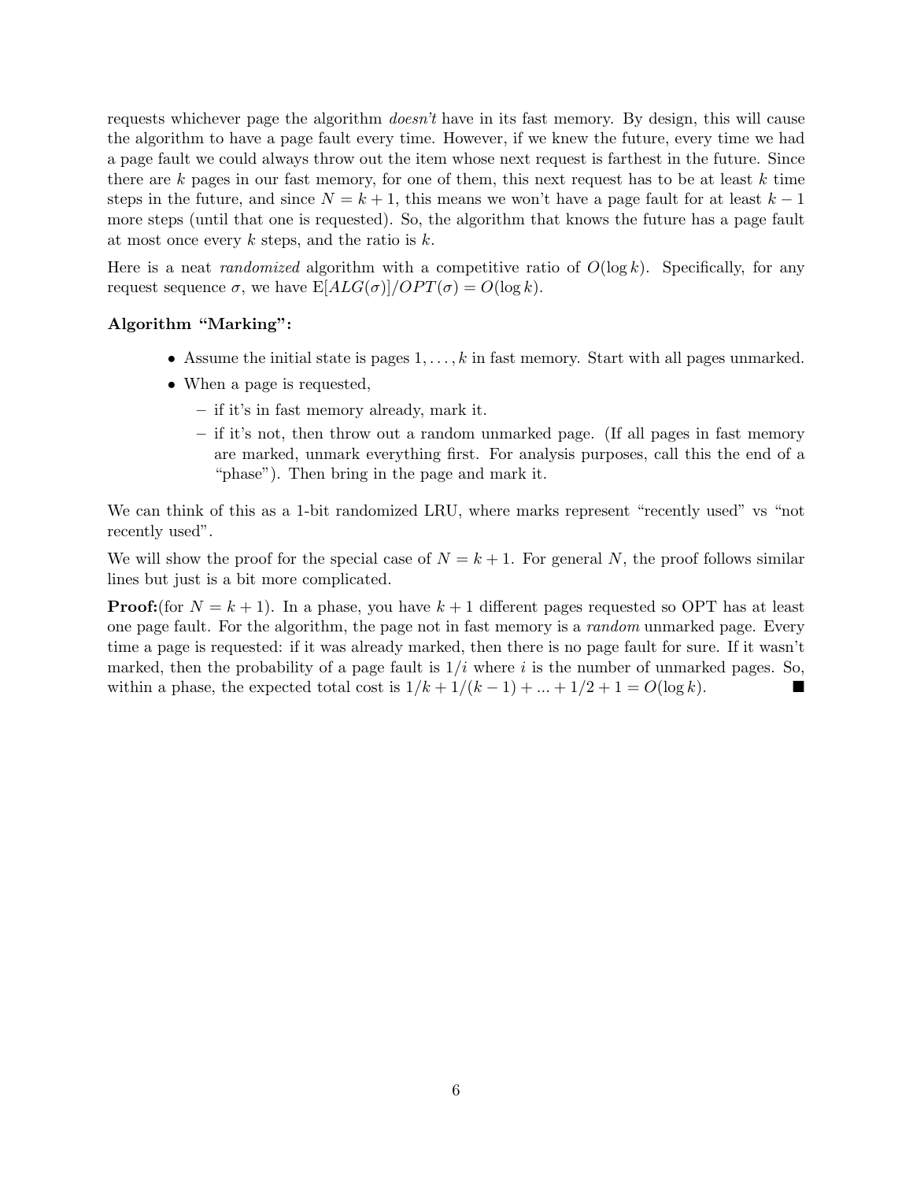requests whichever page the algorithm *doesn't* have in its fast memory. By design, this will cause the algorithm to have a page fault every time. However, if we knew the future, every time we had a page fault we could always throw out the item whose next request is farthest in the future. Since there are $k$ pages in our fast memory, for one of them, this next request has to be at least $k$ time steps in the future, and since $N = k + 1$, this means we won't have a page fault for at least $k - 1$ more steps (until that one is requested). So, the algorithm that knows the future has a page fault at most once every $k$ steps, and the ratio is $k$.

Here is a neat *randomized* algorithm with a competitive ratio of $O(\log k)$. Specifically, for any request sequence $\sigma$, we have $\mathrm{E}[ALG(\sigma)]/OPT(\sigma) = O(\log k)$.

**Algorithm "Marking":**

- Assume the initial state is pages $1, \ldots, k$ in fast memory. Start with all pages unmarked.
- When a page is requested,
  - if it's in fast memory already, mark it.
  - if it's not, then throw out a random unmarked page. (If all pages in fast memory are marked, unmark everything first. For analysis purposes, call this the end of a "phase"). Then bring in the page and mark it.

We can think of this as a 1-bit randomized LRU, where marks represent "recently used" vs "not recently used".

We will show the proof for the special case of $N = k + 1$. For general $N$, the proof follows similar lines but just is a bit more complicated.

**Proof:**(for $N = k + 1$). In a phase, you have $k + 1$ different pages requested so OPT has at least one page fault. For the algorithm, the page not in fast memory is a *random* unmarked page. Every time a page is requested: if it was already marked, then there is no page fault for sure. If it wasn't marked, then the probability of a page fault is $1/i$ where $i$ is the number of unmarked pages. So, within a phase, the expected total cost is $1/k + 1/(k - 1) + \ldots + 1/2 + 1 = O(\log k)$. ■